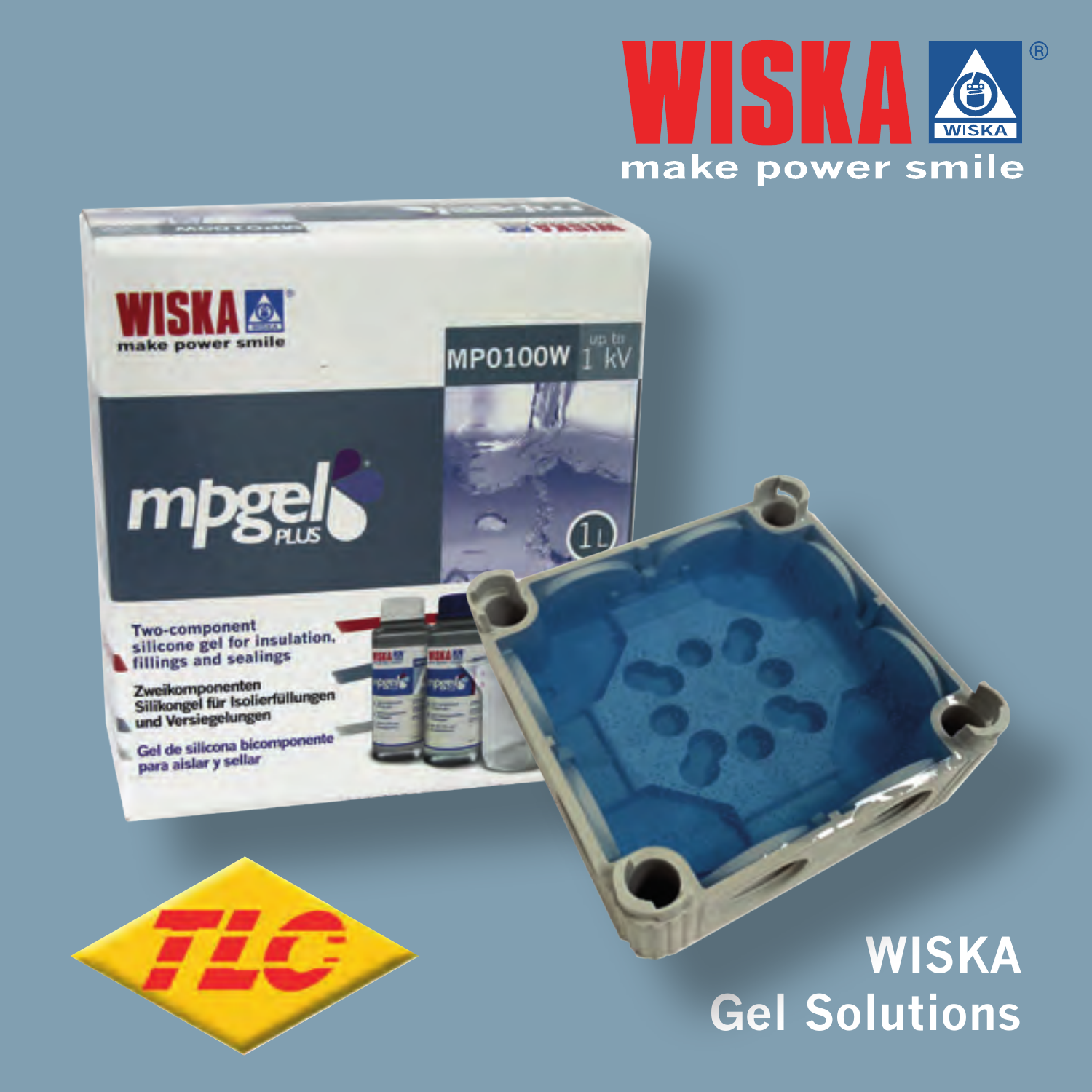# WISKA

make power smile

# WISKA Gel Solutions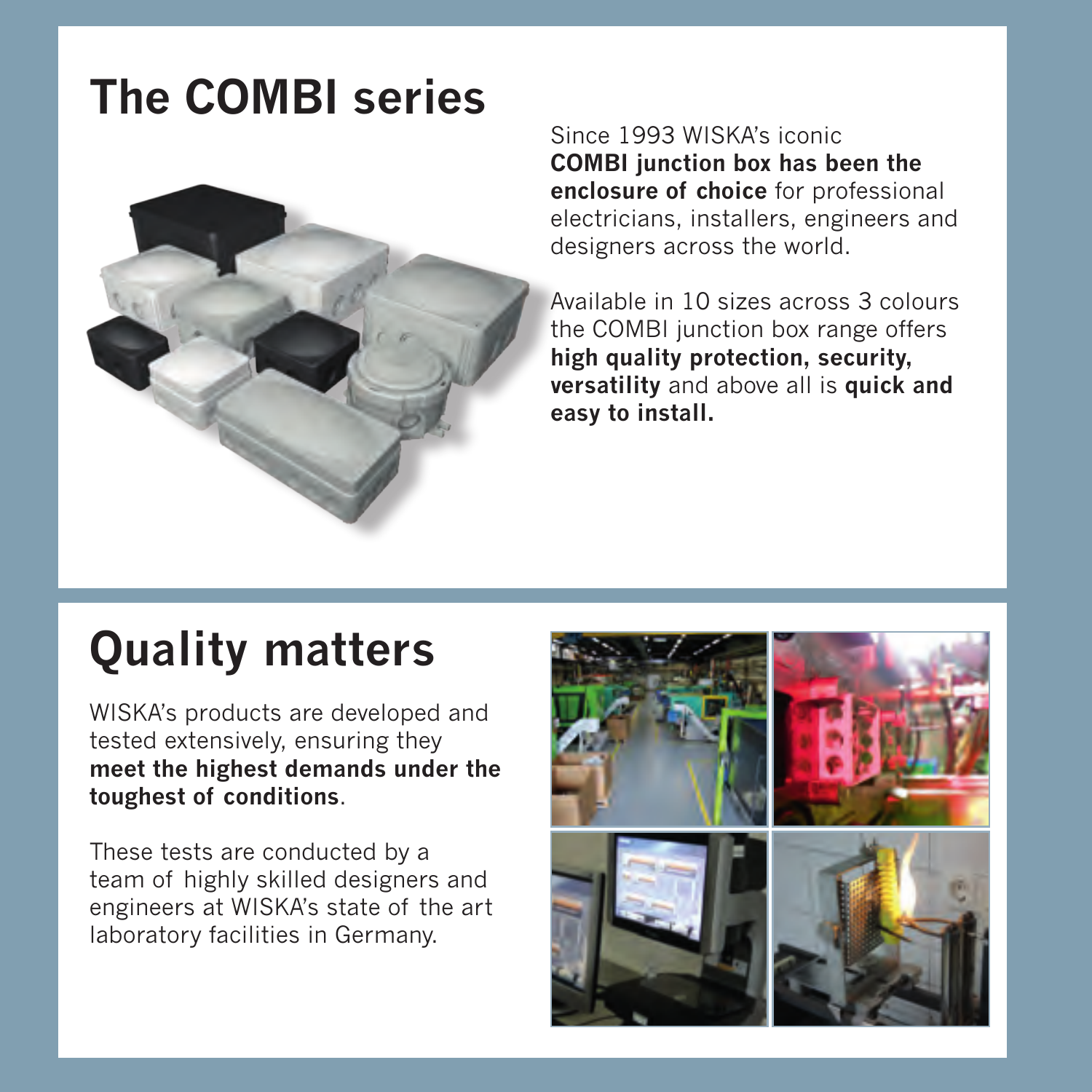# The COMBI series

Since 1993 WISKA's iconic **COMBI junction box has been the enclosure of choice** for professional electricians, installers, engineers and designers across the world.

Available in 10 sizes across 3 colours the COMBI junction box range offers **high quality protection, security, versatility** and above all is **quick and easy to install.**

# Quality matters

WISKA's products are developed and tested extensively, ensuring they **meet the highest demands under the toughest of conditions**.

These tests are conducted by a team of highly skilled designers and engineers at WISKA's state of the art laboratory facilities in Germany.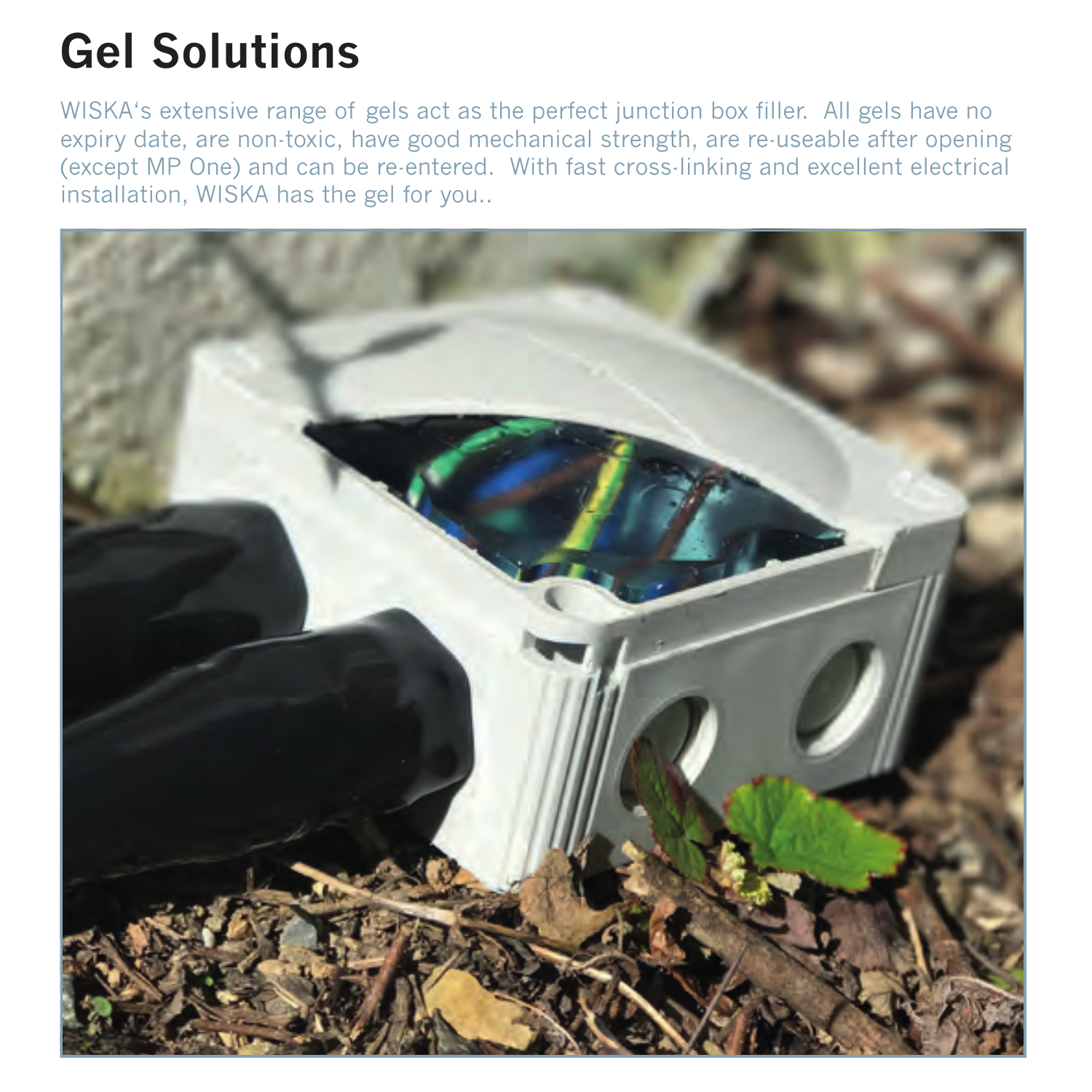# Gel Solutions

WISKA's extensive range of gels act as the perfect junction box filler. All gels have no expiry date, are non-toxic, have good mechanical strength, are re-useable after opening (except MP One) and can be re-entered. With fast cross-linking and excellent electrical installation, WISKA has the gel for you..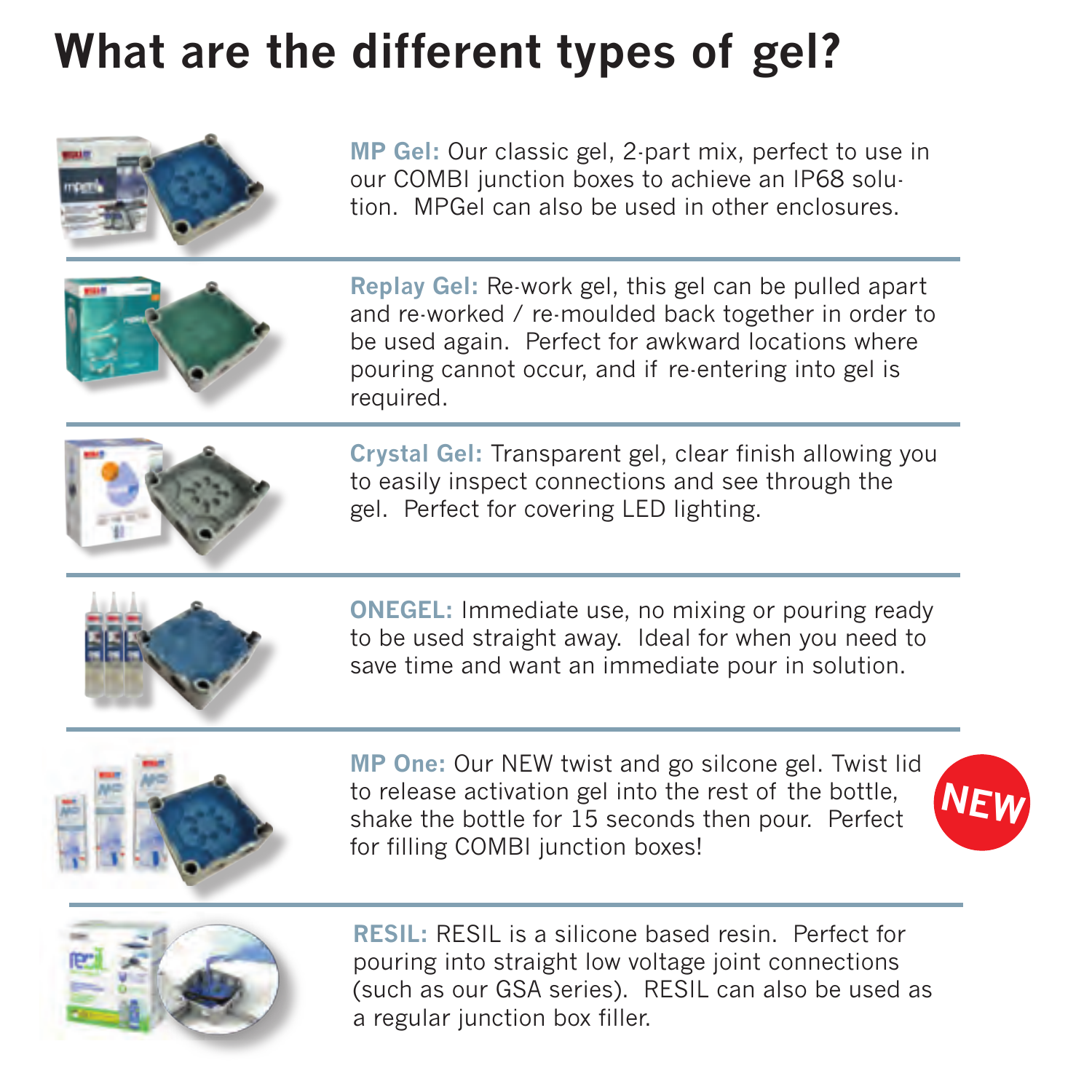# What are the different types of gel?

**MP Gel:** Our classic gel, 2-part mix, perfect to use in our COMBI junction boxes to achieve an IP68 solution. MPGel can also be used in other enclosures.

**Replay Gel:** Re-work gel, this gel can be pulled apart and re-worked / re-moulded back together in order to be used again. Perfect for awkward locations where pouring cannot occur, and if re-entering into gel is required.

**Crystal Gel:** Transparent gel, clear finish allowing you to easily inspect connections and see through the gel. Perfect for covering LED lighting.

**ONEGEL:** Immediate use, no mixing or pouring ready to be used straight away. Ideal for when you need to save time and want an immediate pour in solution.

**MP One:** Our NEW twist and go silcone gel. Twist lid to release activation gel into the rest of the bottle, shake the bottle for 15 seconds then pour. Perfect for filling COMBI junction boxes!

NEW

**RESIL:** RESIL is a silicone based resin. Perfect for pouring into straight low voltage joint connections (such as our GSA series). RESIL can also be used as a regular junction box filler.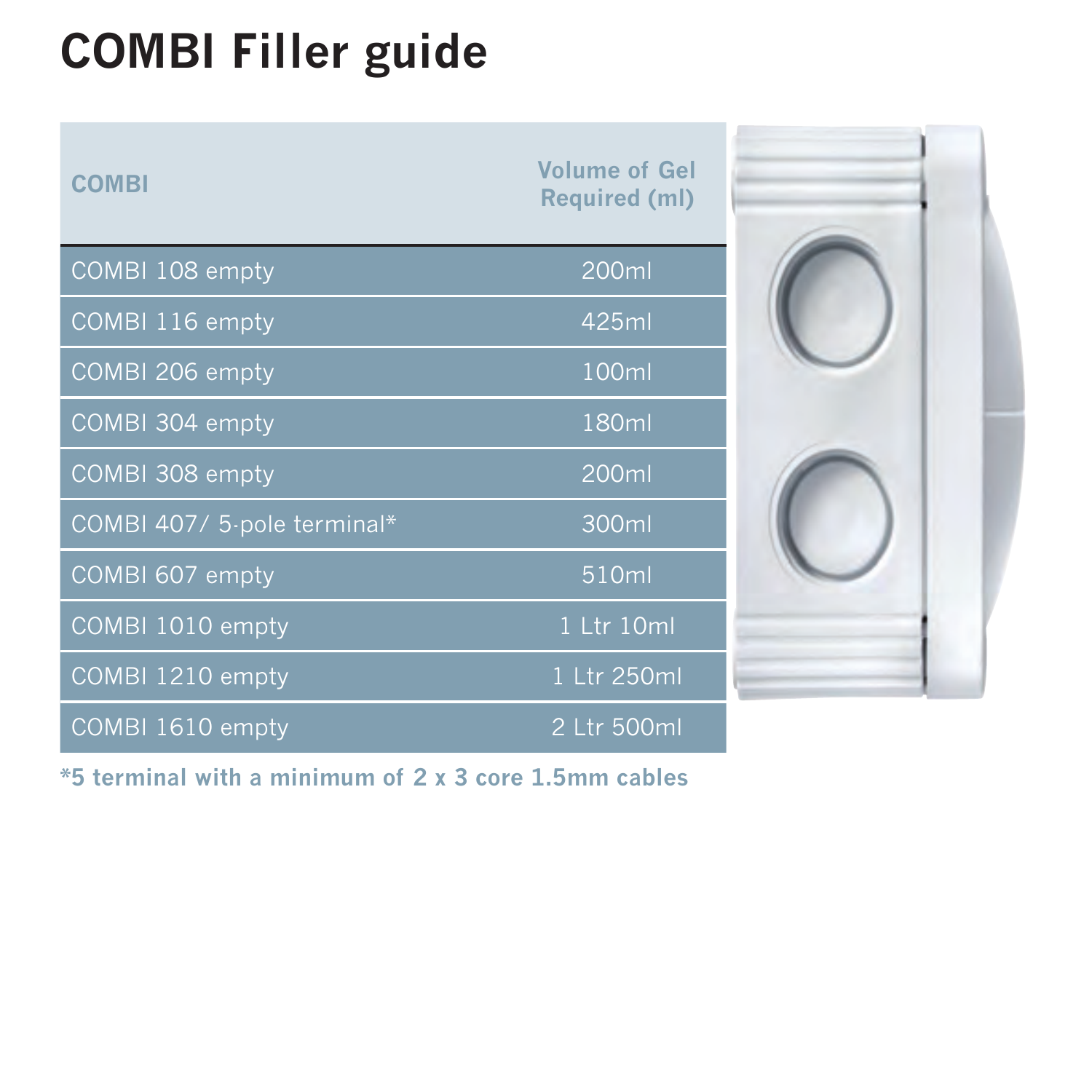# COMBI Filler guide

| COMBI | Volume of Gel Required (ml) |
|---|---|
| COMBI 108 empty | 200ml |
| COMBI 116 empty | 425ml |
| COMBI 206 empty | 100ml |
| COMBI 304 empty | 180ml |
| COMBI 308 empty | 200ml |
| COMBI 407/ 5-pole terminal* | 300ml |
| COMBI 607 empty | 510ml |
| COMBI 1010 empty | 1 Ltr 10ml |
| COMBI 1210 empty | 1 Ltr 250ml |
| COMBI 1610 empty | 2 Ltr 500ml |

**\*5 terminal with a minimum of 2 x 3 core 1.5mm cables**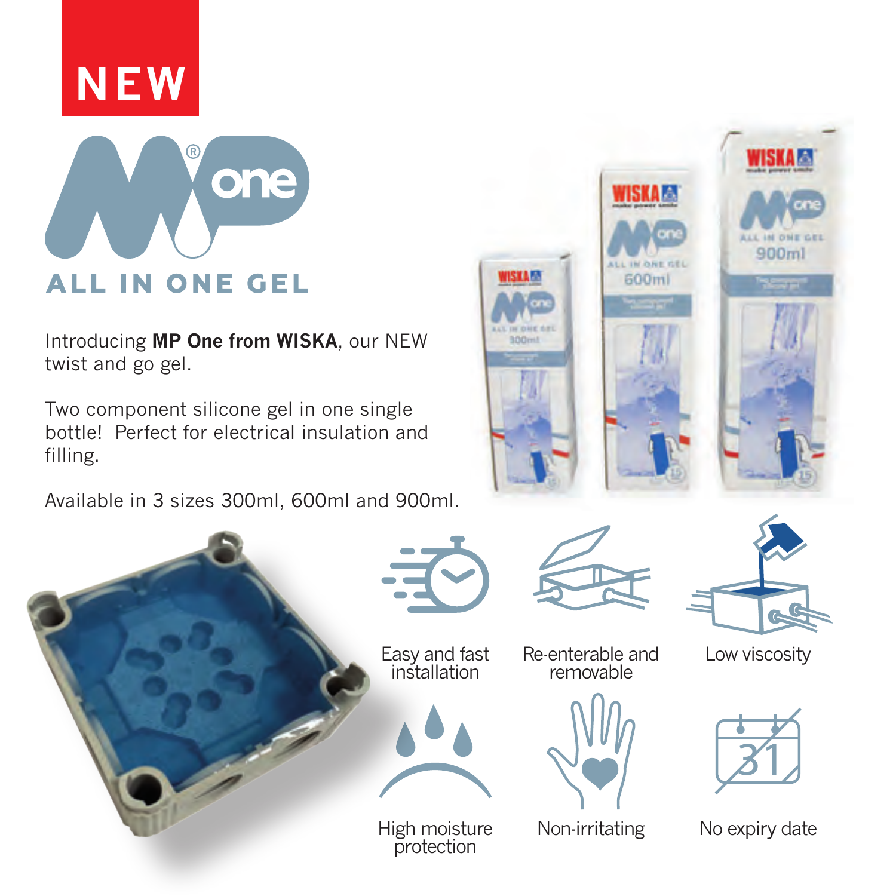NEW

# MP one

## ALL IN ONE GEL

Introducing **MP One from WISKA**, our NEW twist and go gel.

Two component silicone gel in one single bottle! Perfect for electrical insulation and filling.

Available in 3 sizes 300ml, 600ml and 900ml.

- Easy and fast installation
- Re-enterable and removable
- Low viscosity
- High moisture protection
- Non-irritating
- No expiry date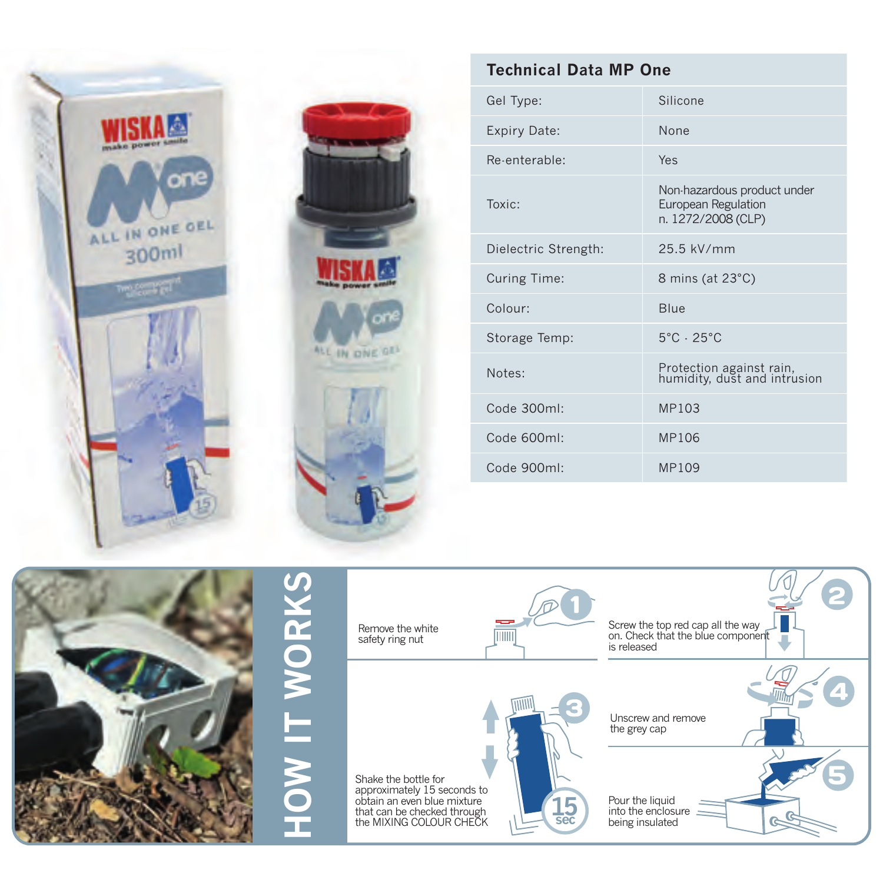## Technical Data MP One

| Technical Data MP One | |
|---|---|
| Gel Type: | Silicone |
| Expiry Date: | None |
| Re-enterable: | Yes |
| Toxic: | Non-hazardous product under European Regulation n. 1272/2008 (CLP) |
| Dielectric Strength: | 25.5 kV/mm |
| Curing Time: | 8 mins (at 23°C) |
| Colour: | Blue |
| Storage Temp: | 5°C - 25°C |
| Notes: | Protection against rain, humidity, dust and intrusion |
| Code 300ml: | MP103 |
| Code 600ml: | MP106 |
| Code 900ml: | MP109 |

## HOW IT WORKS

1. Remove the white safety ring nut
2. Screw the top red cap all the way on. Check that the blue component is released
3. Shake the bottle for approximately 15 seconds to obtain an even blue mixture that can be checked through the MIXING COLOUR CHECK
4. Unscrew and remove the grey cap
5. Pour the liquid into the enclosure being insulated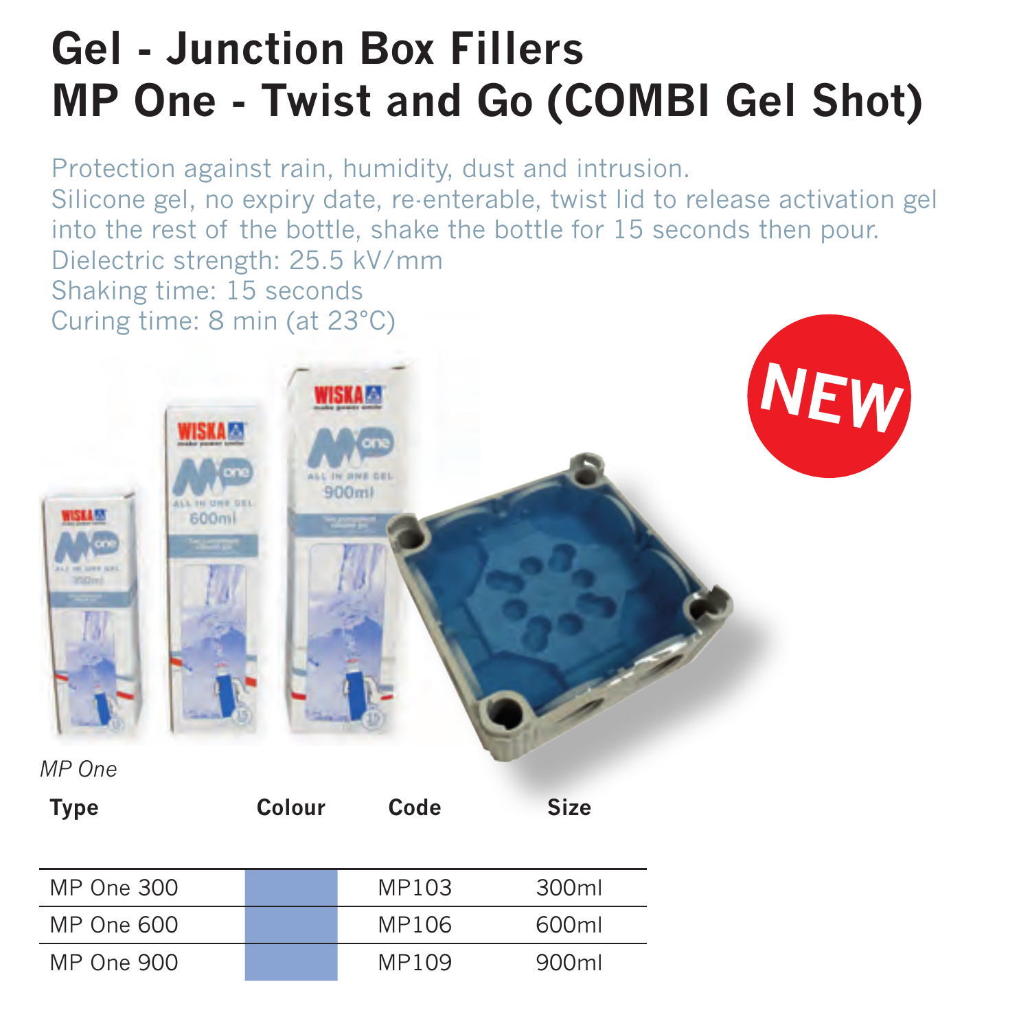# Gel - Junction Box Fillers
# MP One - Twist and Go (COMBI Gel Shot)

Protection against rain, humidity, dust and intrusion.
Silicone gel, no expiry date, re-enterable, twist lid to release activation gel into the rest of the bottle, shake the bottle for 15 seconds then pour.
Dielectric strength: 25.5 kV/mm
Shaking time: 15 seconds
Curing time: 8 min (at 23°C)

NEW

*MP One*

| Type | Colour | Code | Size |
|---|---|---|---|
| MP One 300 | | MP103 | 300ml |
| MP One 600 | | MP106 | 600ml |
| MP One 900 | | MP109 | 900ml |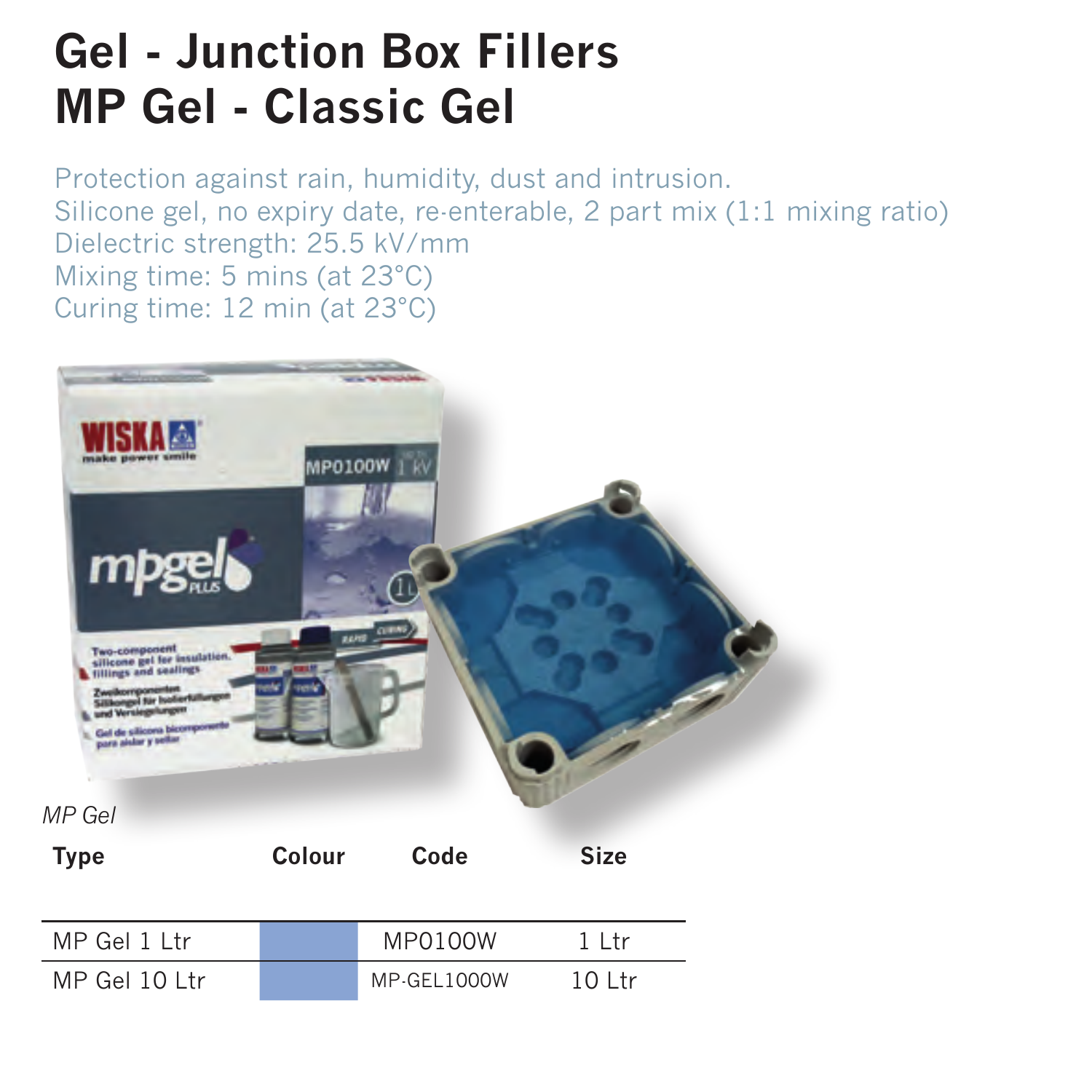# Gel - Junction Box Fillers
# MP Gel - Classic Gel

Protection against rain, humidity, dust and intrusion.
Silicone gel, no expiry date, re-enterable, 2 part mix (1:1 mixing ratio)
Dielectric strength: 25.5 kV/mm
Mixing time: 5 mins (at 23°C)
Curing time: 12 min (at 23°C)

*MP Gel*

| Type | Colour | Code | Size |
|---|---|---|---|
| MP Gel 1 Ltr | | MP0100W | 1 Ltr |
| MP Gel 10 Ltr | | MP-GEL1000W | 10 Ltr |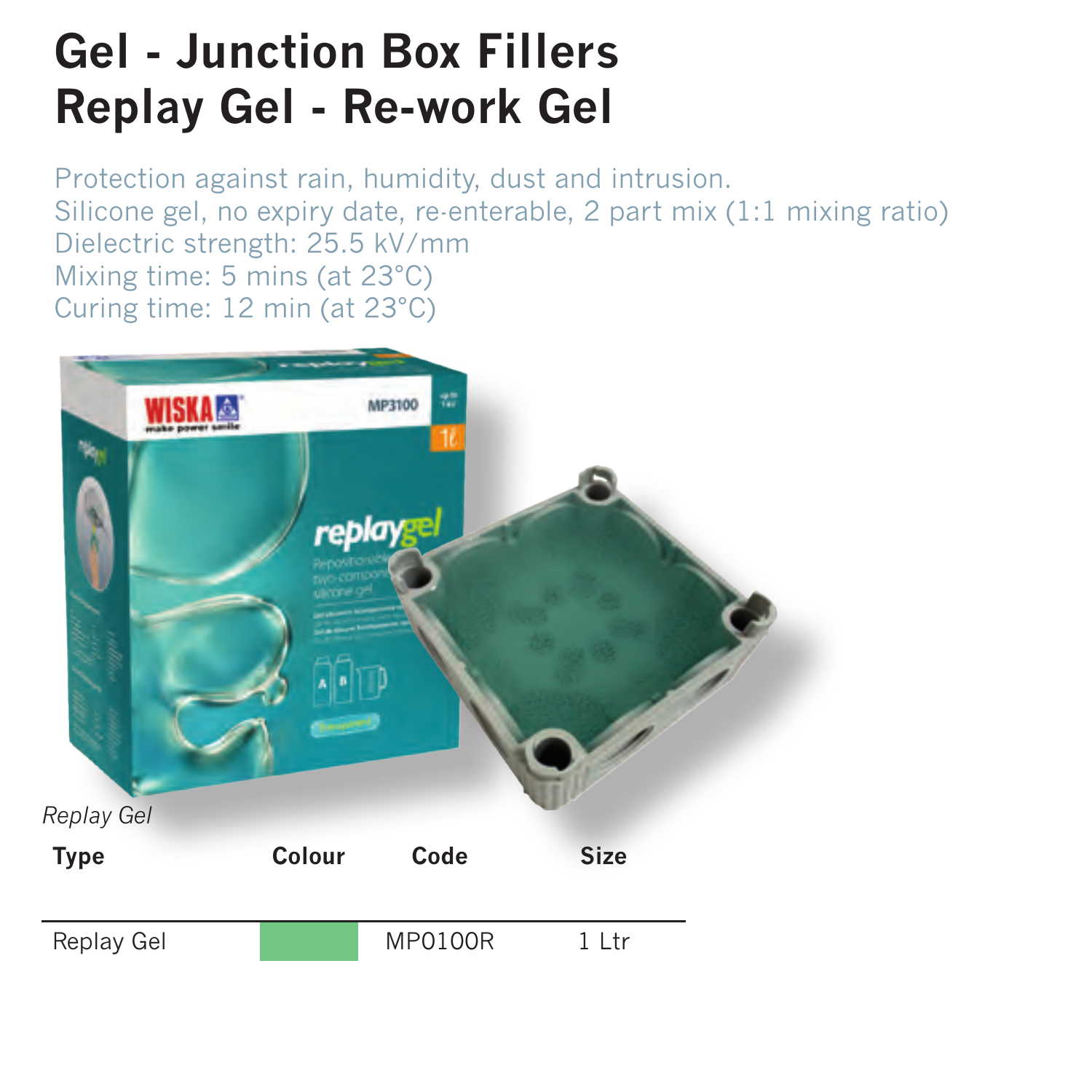# Gel - Junction Box Fillers
# Replay Gel - Re-work Gel

Protection against rain, humidity, dust and intrusion.
Silicone gel, no expiry date, re-enterable, 2 part mix (1:1 mixing ratio)
Dielectric strength: 25.5 kV/mm
Mixing time: 5 mins (at 23°C)
Curing time: 12 min (at 23°C)

*Replay Gel*

| Type | Colour | Code | Size |
|---|---|---|---|
| Replay Gel | | MP0100R | 1 Ltr |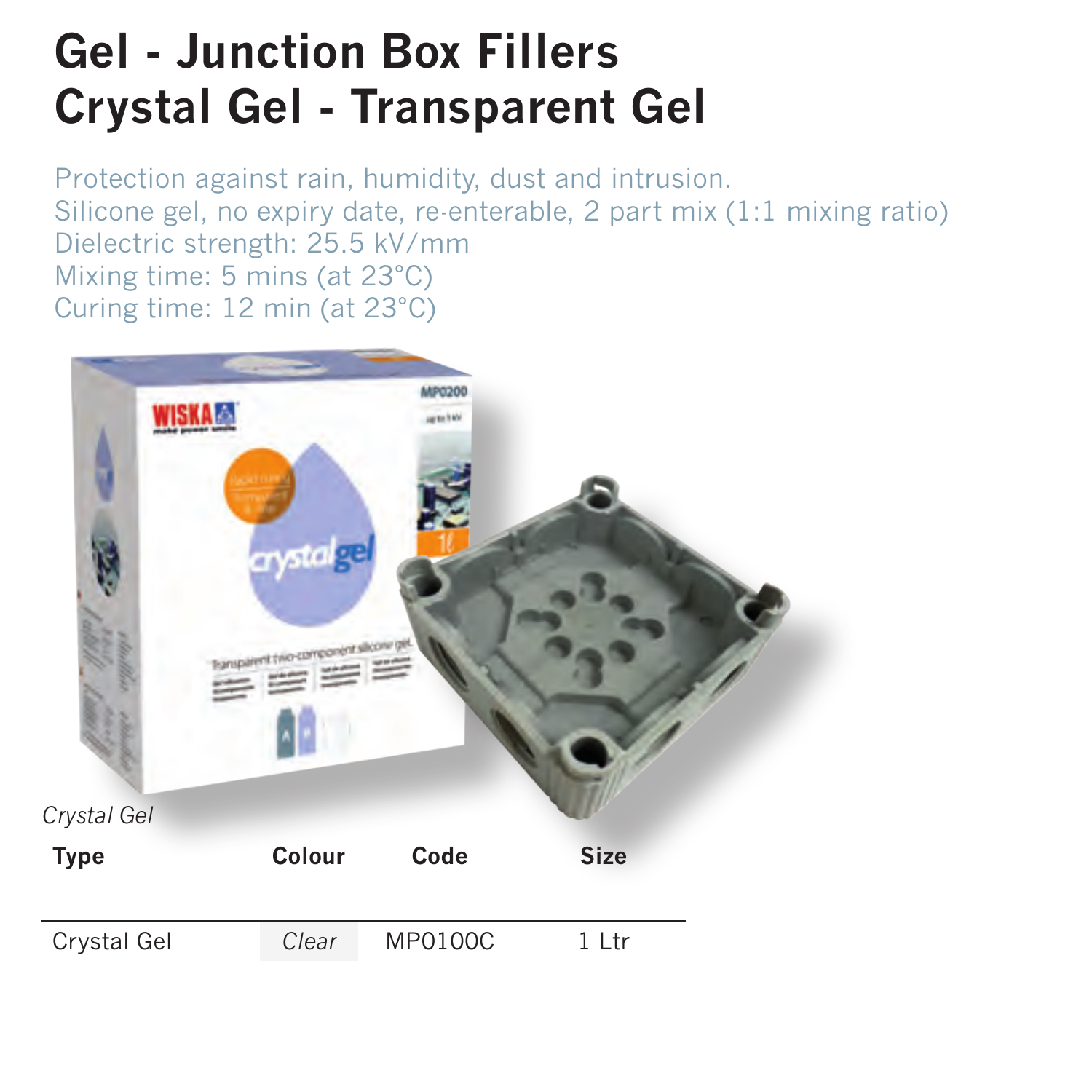# Gel - Junction Box Fillers
# Crystal Gel - Transparent Gel

Protection against rain, humidity, dust and intrusion.
Silicone gel, no expiry date, re-enterable, 2 part mix (1:1 mixing ratio)
Dielectric strength: 25.5 kV/mm
Mixing time: 5 mins (at 23°C)
Curing time: 12 min (at 23°C)

*Crystal Gel*

| Type | Colour | Code | Size |
|---|---|---|---|
| Crystal Gel | *Clear* | MP0100C | 1 Ltr |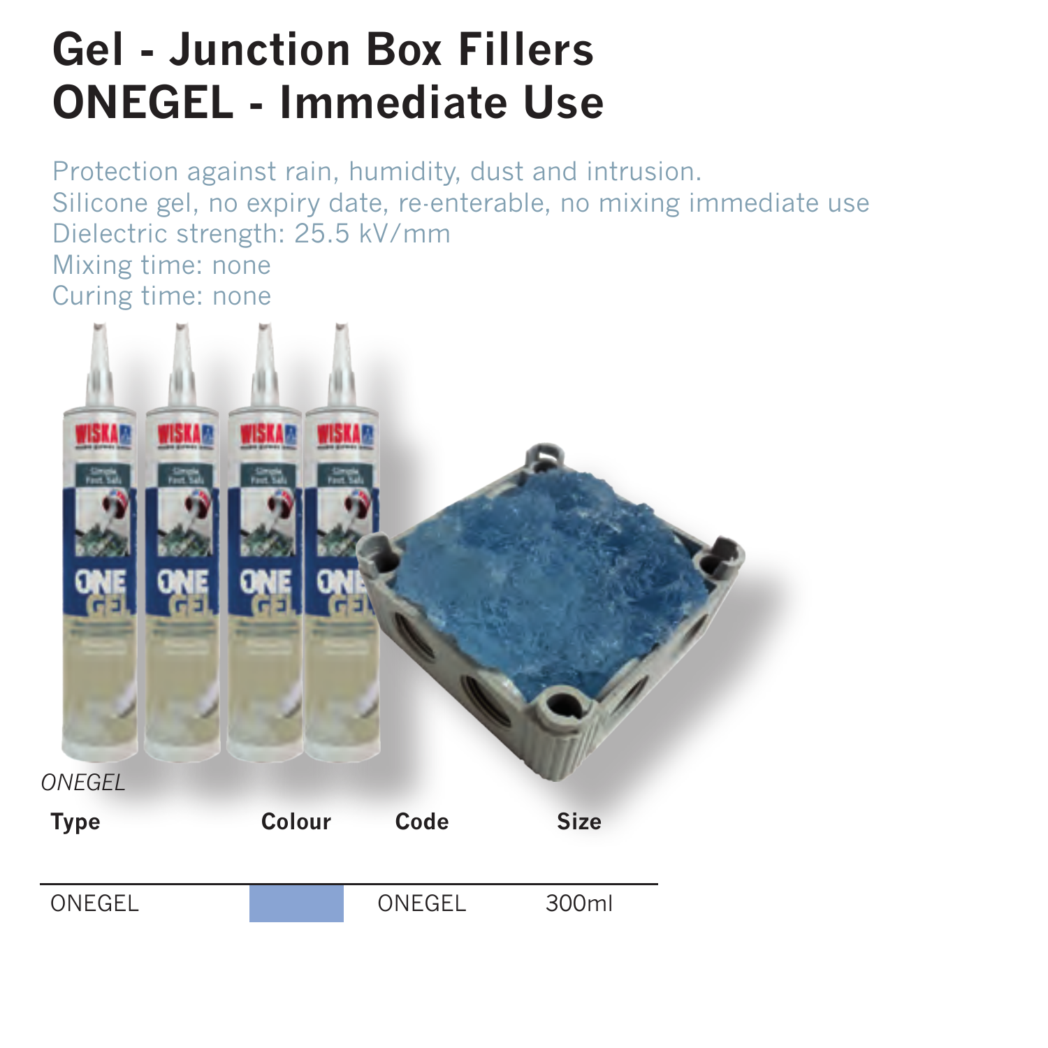# Gel - Junction Box Fillers
# ONEGEL - Immediate Use

Protection against rain, humidity, dust and intrusion.
Silicone gel, no expiry date, re-enterable, no mixing immediate use
Dielectric strength: 25.5 kV/mm
Mixing time: none
Curing time: none

*ONEGEL*

| Type | Colour | Code | Size |
|---|---|---|---|
| ONEGEL | | ONEGEL | 300ml |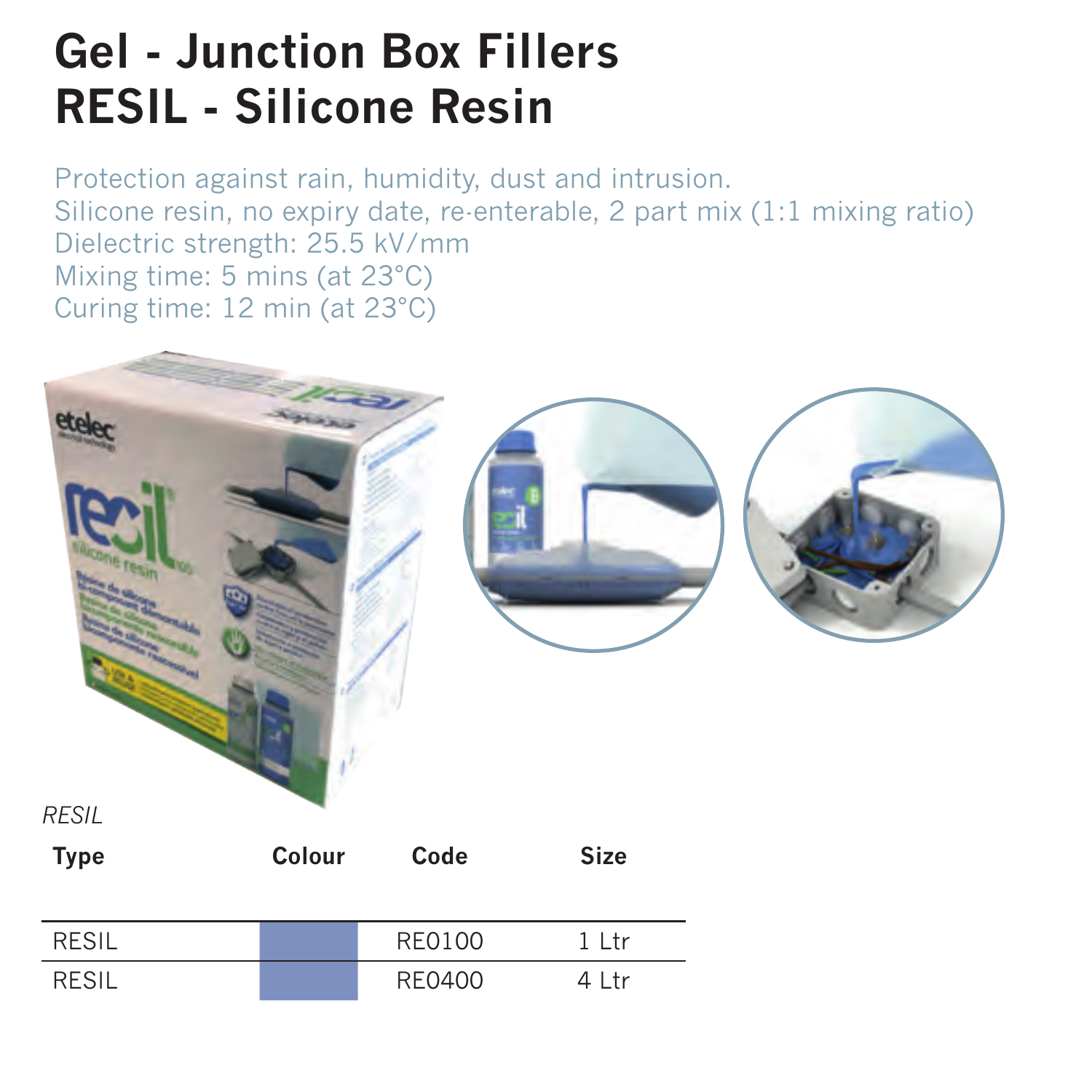# Gel - Junction Box Fillers
# RESIL - Silicone Resin

Protection against rain, humidity, dust and intrusion.
Silicone resin, no expiry date, re-enterable, 2 part mix (1:1 mixing ratio)
Dielectric strength: 25.5 kV/mm
Mixing time: 5 mins (at 23°C)
Curing time: 12 min (at 23°C)

*RESIL*

| Type | Colour | Code | Size |
|---|---|---|---|
| RESIL | | RE0100 | 1 Ltr |
| RESIL | | RE0400 | 4 Ltr |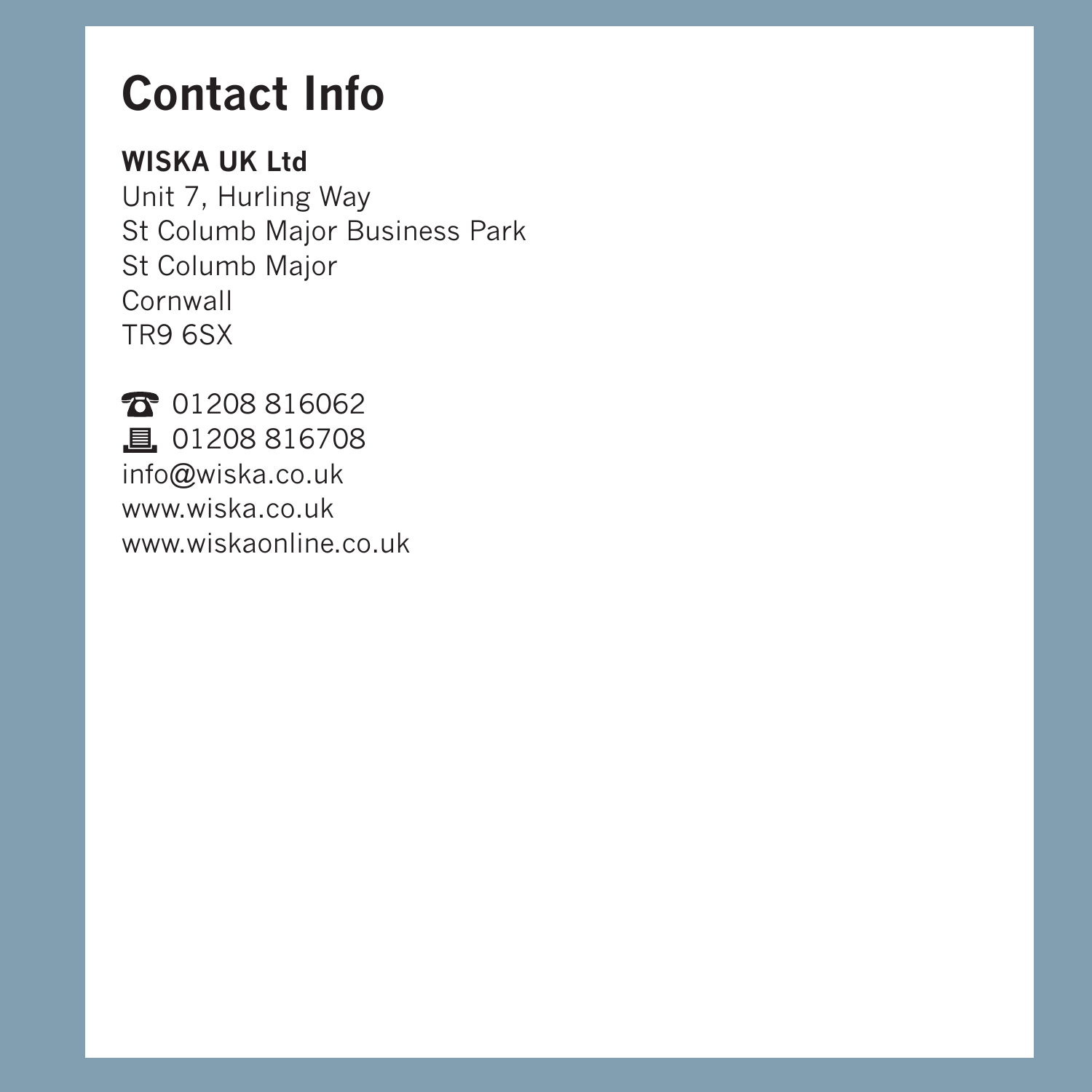# Contact Info

**WISKA UK Ltd**
Unit 7, Hurling Way
St Columb Major Business Park
St Columb Major
Cornwall
TR9 6SX

☎ 01208 816062
🖷 01208 816708
info@wiska.co.uk
www.wiska.co.uk
www.wiskaonline.co.uk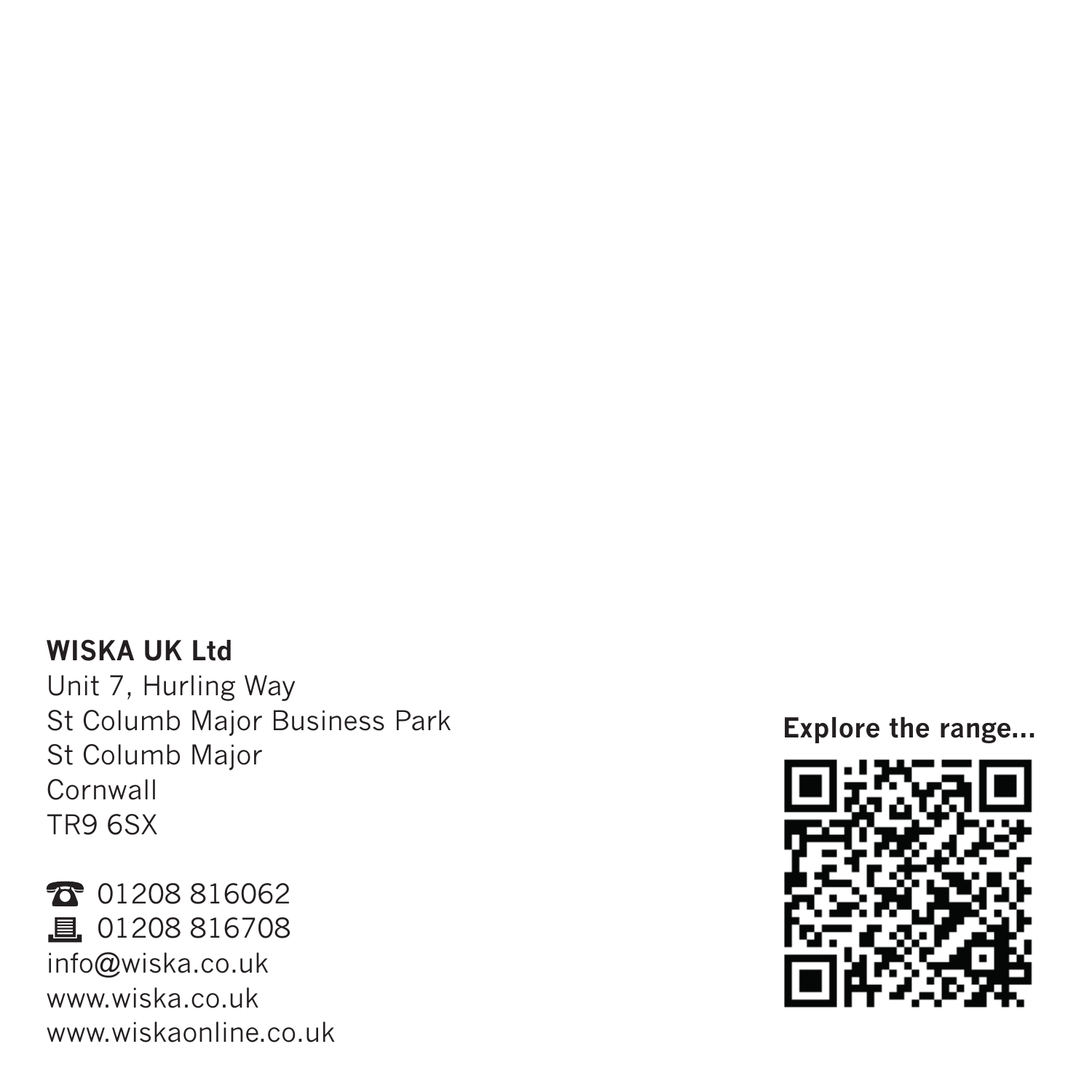**WISKA UK Ltd**
Unit 7, Hurling Way
St Columb Major Business Park
St Columb Major
Cornwall
TR9 6SX

☎ 01208 816062
01208 816708
info@wiska.co.uk
www.wiska.co.uk
www.wiskaonline.co.uk

**Explore the range...**